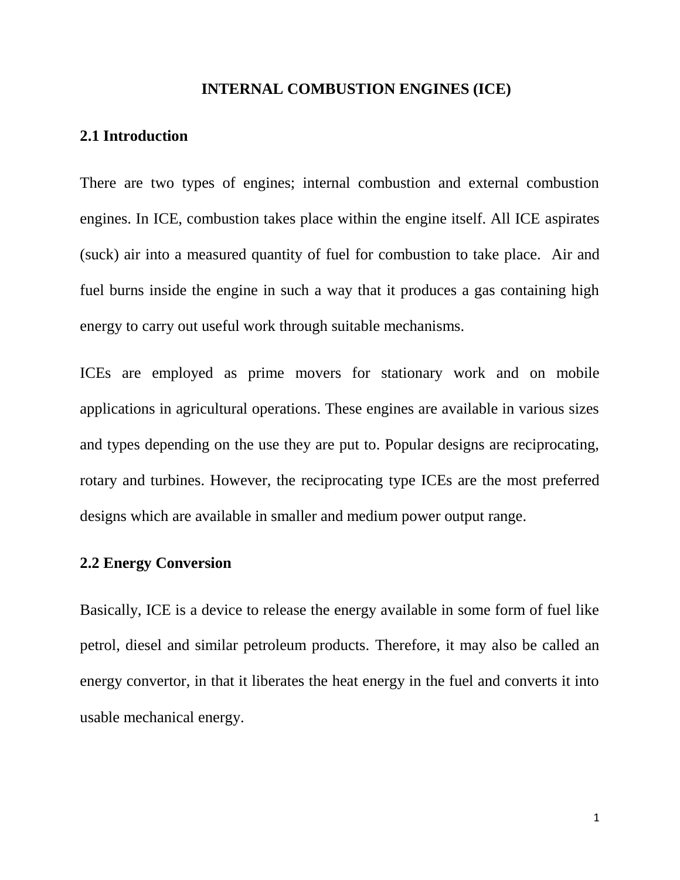# INTERNAL COMBUSTION ENGINES (ICE)

## 2.1 Introduction

There are two types of engines; internal combustion and external combustion engines. In ICE, combustion takes place within the engine itself. All ICE aspirates (suck) air into a measured quantity of fuel for combustion to take place. Air and fuel burns inside the engine in such a way that it produces a gas containing high energy to carry out useful work through suitable mechanisms.

ICEs are employed as prime movers for stationary work and on mobile applications in agricultural operations. These engines are available in various sizes and types depending on the use they are put to. Popular designs are reciprocating, rotary and turbines. However, the reciprocating type ICEs are the most preferred designs which are available in smaller and medium power output range.

## 2.2 Energy Conversion

Basically, ICE is a device to release the energy available in some form of fuel like petrol, diesel and similar petroleum products. Therefore, it may also be called an energy convertor, in that it liberates the heat energy in the fuel and converts it into usable mechanical energy.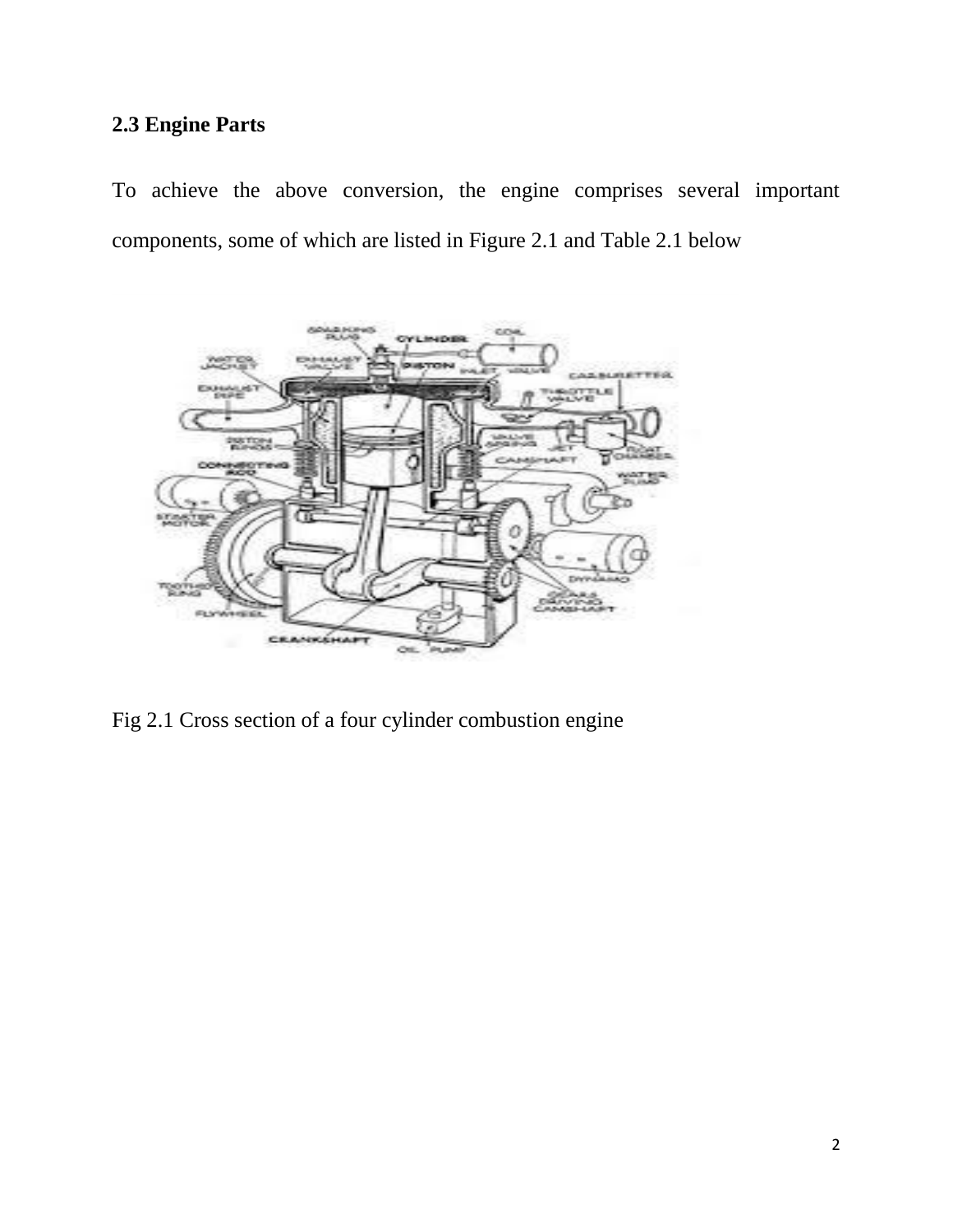## 2.3 Engine Parts

To achieve the above conversion, the engine comprises several important components, some of which are listed in Figure 2.1 and Table 2.1 below

Fig 2.1 Cross section of a four cylinder combustion engine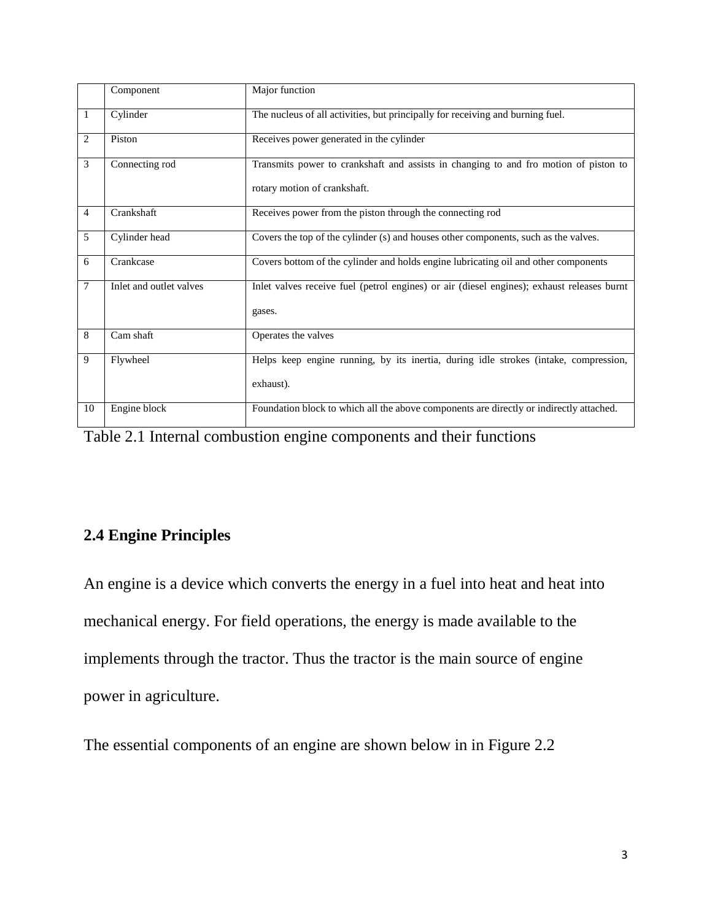| | Component | Major function |
|---|---|---|
| 1 | Cylinder | The nucleus of all activities, but principally for receiving and burning fuel. |
| 2 | Piston | Receives power generated in the cylinder |
| 3 | Connecting rod | Transmits power to crankshaft and assists in changing to and fro motion of piston to rotary motion of crankshaft. |
| 4 | Crankshaft | Receives power from the piston through the connecting rod |
| 5 | Cylinder head | Covers the top of the cylinder (s) and houses other components, such as the valves. |
| 6 | Crankcase | Covers bottom of the cylinder and holds engine lubricating oil and other components |
| 7 | Inlet and outlet valves | Inlet valves receive fuel (petrol engines) or air (diesel engines); exhaust releases burnt gases. |
| 8 | Cam shaft | Operates the valves |
| 9 | Flywheel | Helps keep engine running, by its inertia, during idle strokes (intake, compression, exhaust). |
| 10 | Engine block | Foundation block to which all the above components are directly or indirectly attached. |

Table 2.1 Internal combustion engine components and their functions

## 2.4 Engine Principles

An engine is a device which converts the energy in a fuel into heat and heat into mechanical energy. For field operations, the energy is made available to the implements through the tractor. Thus the tractor is the main source of engine power in agriculture.

The essential components of an engine are shown below in in Figure 2.2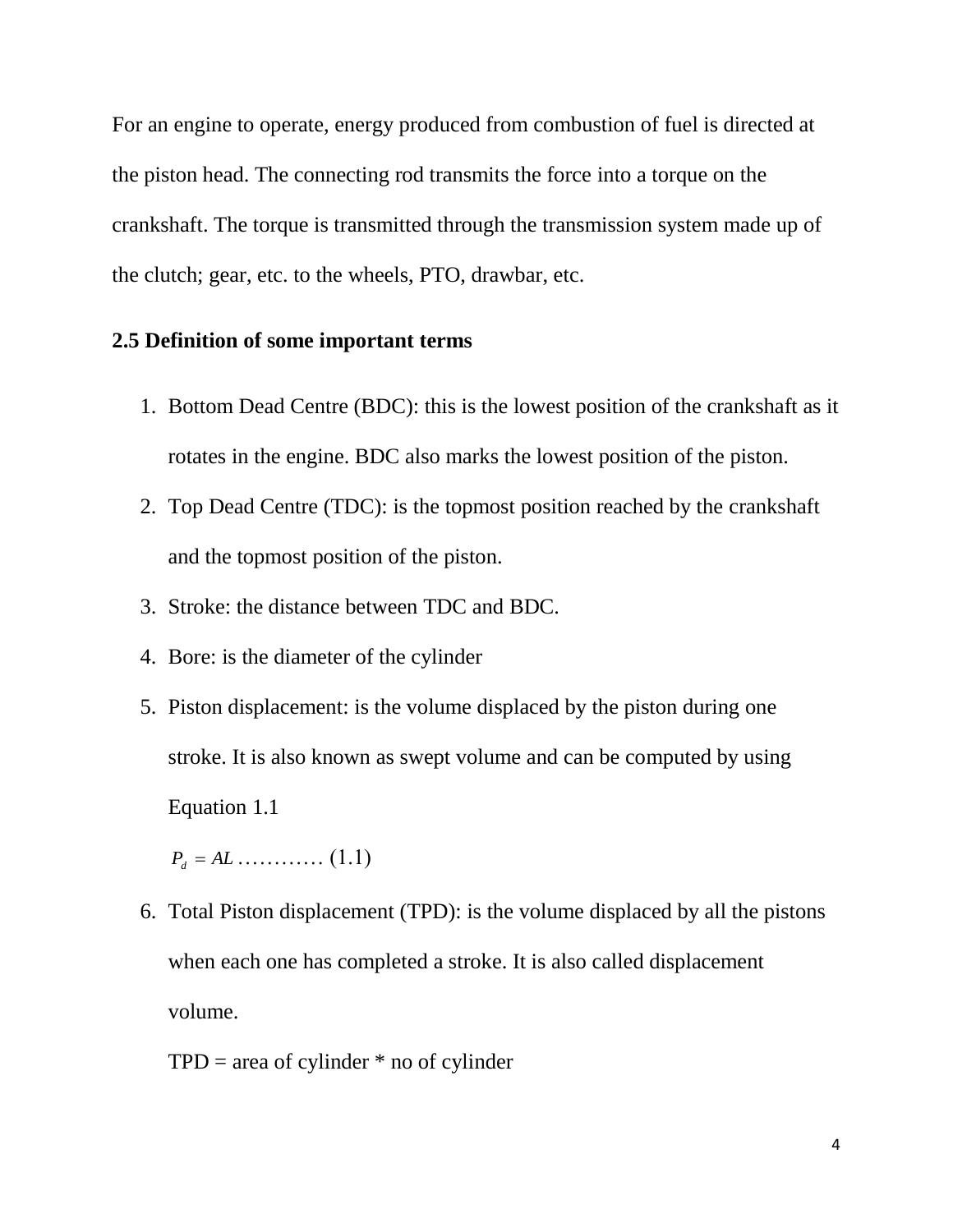For an engine to operate, energy produced from combustion of fuel is directed at the piston head. The connecting rod transmits the force into a torque on the crankshaft. The torque is transmitted through the transmission system made up of the clutch; gear, etc. to the wheels, PTO, drawbar, etc.

## 2.5 Definition of some important terms

1. Bottom Dead Centre (BDC): this is the lowest position of the crankshaft as it rotates in the engine. BDC also marks the lowest position of the piston.
2. Top Dead Centre (TDC): is the topmost position reached by the crankshaft and the topmost position of the piston.
3. Stroke: the distance between TDC and BDC.
4. Bore: is the diameter of the cylinder
5. Piston displacement: is the volume displaced by the piston during one stroke. It is also known as swept volume and can be computed by using Equation 1.1

   $P_d = AL$ ………… (1.1)

6. Total Piston displacement (TPD): is the volume displaced by all the pistons when each one has completed a stroke. It is also called displacement volume.

   TPD = area of cylinder * no of cylinder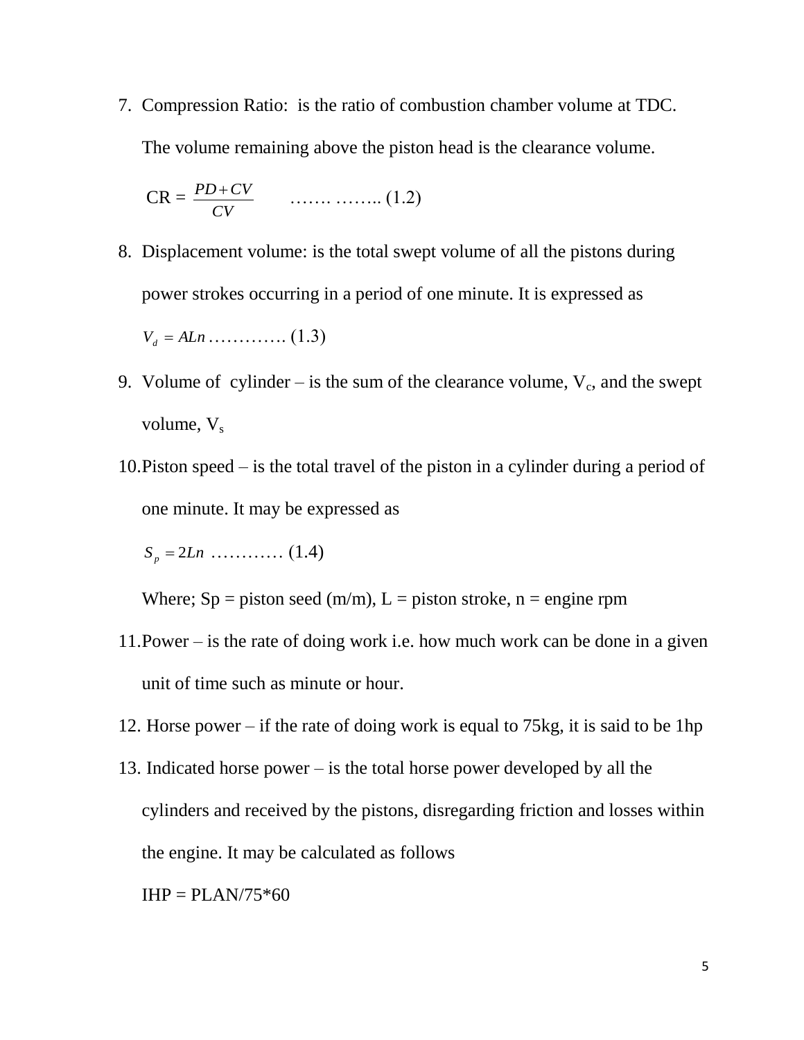7. Compression Ratio: is the ratio of combustion chamber volume at TDC. The volume remaining above the piston head is the clearance volume.

   $$\text{CR} = \frac{PD + CV}{CV} \quad \text{……. …….. (1.2)}$$

8. Displacement volume: is the total swept volume of all the pistons during power strokes occurring in a period of one minute. It is expressed as

   $$V_d = ALn \text{ …………. (1.3)}$$

9. Volume of cylinder – is the sum of the clearance volume, $V_c$, and the swept volume, $V_s$

10. Piston speed – is the total travel of the piston in a cylinder during a period of one minute. It may be expressed as

    $$S_p = 2Ln \text{ ………… (1.4)}$$

    Where; Sp = piston seed (m/m), L = piston stroke, n = engine rpm

11. Power – is the rate of doing work i.e. how much work can be done in a given unit of time such as minute or hour.

12. Horse power – if the rate of doing work is equal to 75kg, it is said to be 1hp

13. Indicated horse power – is the total horse power developed by all the cylinders and received by the pistons, disregarding friction and losses within the engine. It may be calculated as follows

    IHP = PLAN/75*60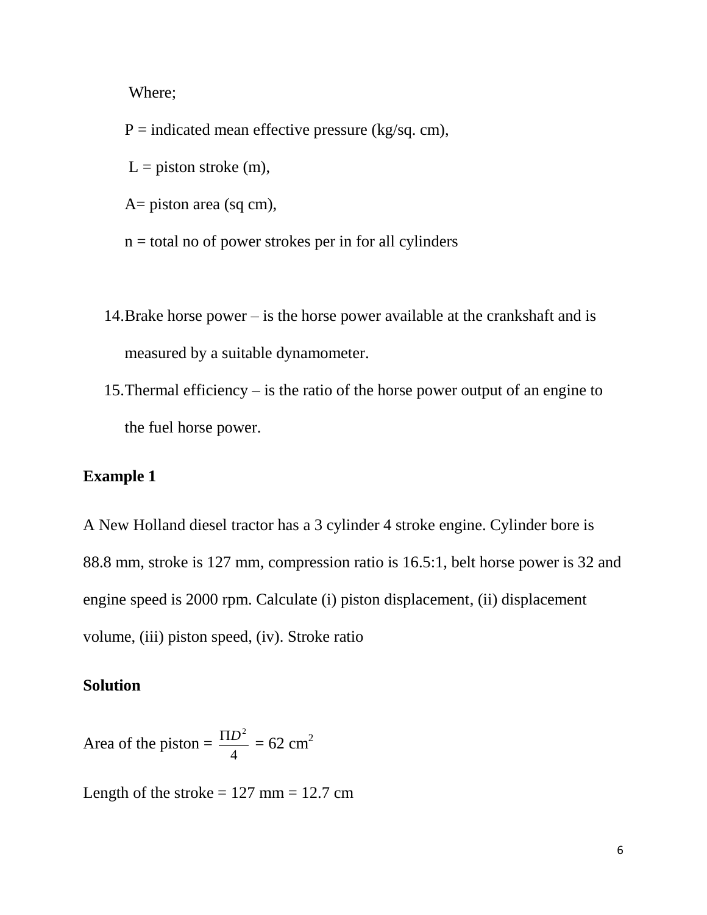Where;

P = indicated mean effective pressure (kg/sq. cm),

L = piston stroke (m),

A= piston area (sq cm),

n = total no of power strokes per in for all cylinders

14. Brake horse power – is the horse power available at the crankshaft and is measured by a suitable dynamometer.
15. Thermal efficiency – is the ratio of the horse power output of an engine to the fuel horse power.

**Example 1**

A New Holland diesel tractor has a 3 cylinder 4 stroke engine. Cylinder bore is 88.8 mm, stroke is 127 mm, compression ratio is 16.5:1, belt horse power is 32 and engine speed is 2000 rpm. Calculate (i) piston displacement, (ii) displacement volume, (iii) piston speed, (iv). Stroke ratio

**Solution**

Area of the piston = $\frac{\Pi D^2}{4}$ = 62 cm$^2$

Length of the stroke = 127 mm = 12.7 cm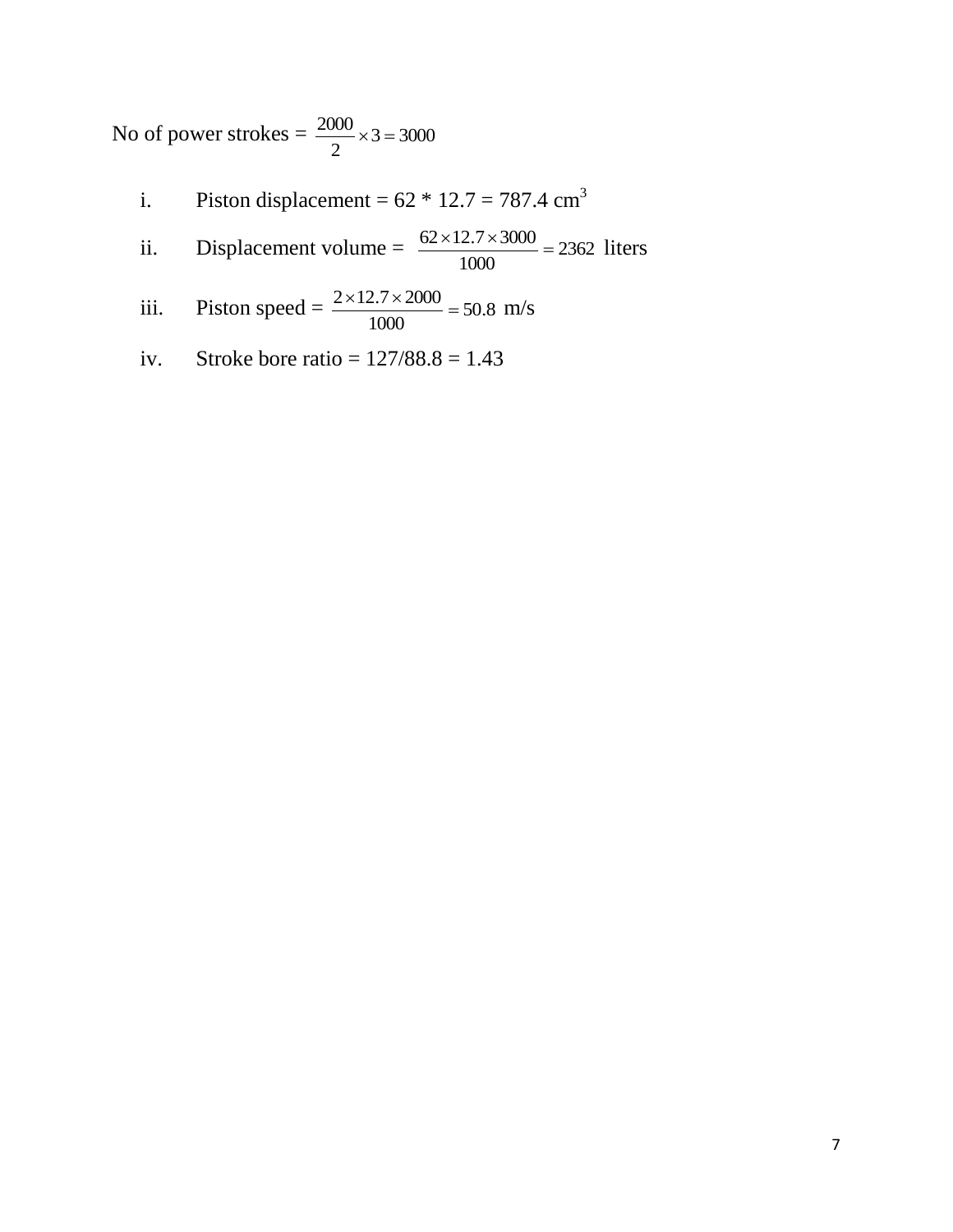No of power strokes = $\frac{2000}{2} \times 3 = 3000$

i. Piston displacement = 62 * 12.7 = 787.4 cm$^3$

ii. Displacement volume = $\frac{62 \times 12.7 \times 3000}{1000} = 2362$ liters

iii. Piston speed = $\frac{2 \times 12.7 \times 2000}{1000} = 50.8$ m/s

iv. Stroke bore ratio = 127/88.8 = 1.43